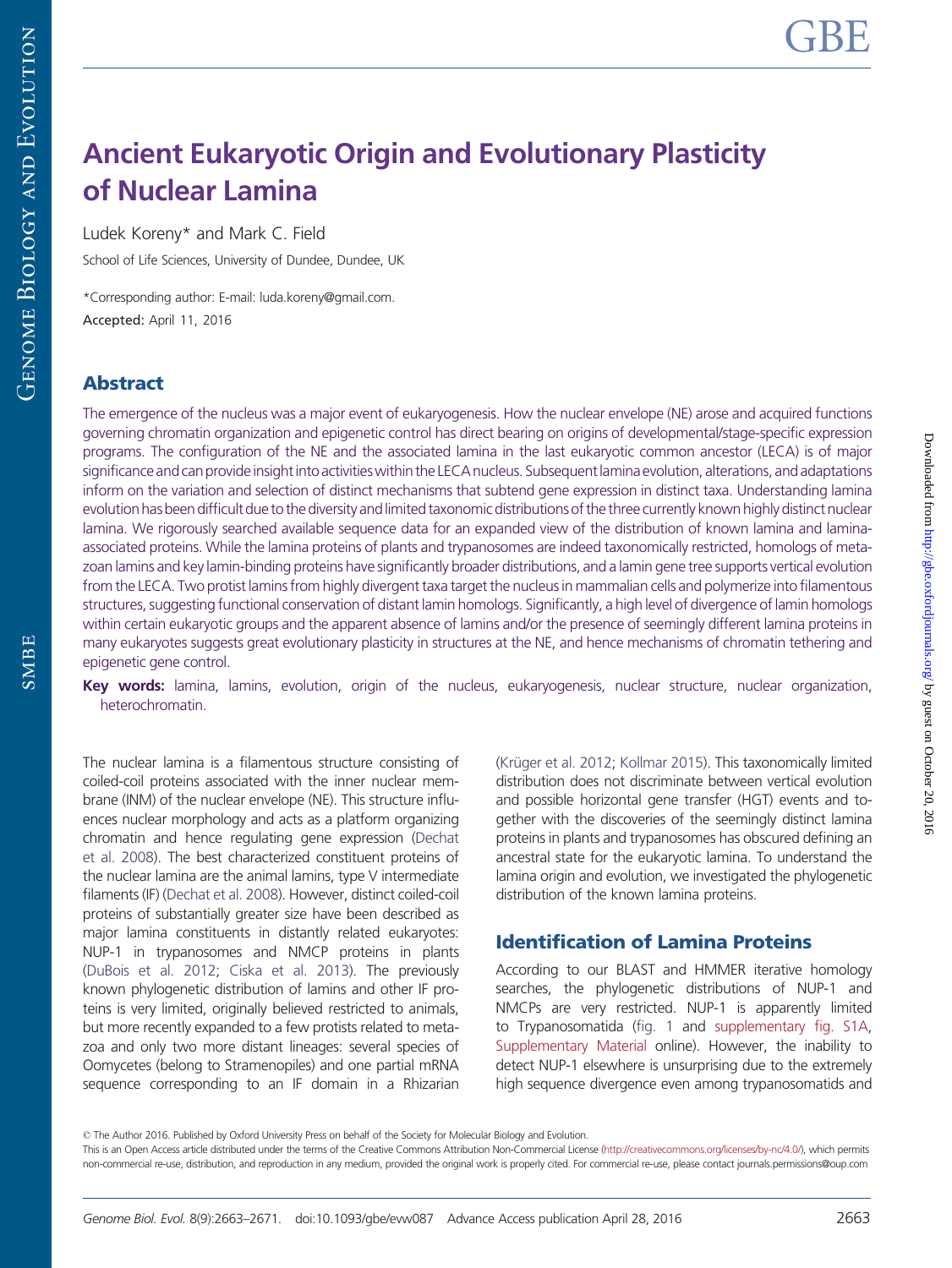# Ancient Eukaryotic Origin and Evolutionary Plasticity of Nuclear Lamina

Ludek Koreny* and Mark C. Field

School of Life Sciences, University of Dundee, Dundee, UK

*Corresponding author: E-mail: luda.koreny@gmail.com.

Accepted: April 11, 2016

## Abstract

The emergence of the nucleus was a major event of eukaryogenesis. How the nuclear envelope (NE) arose and acquired functions governing chromatin organization and epigenetic control has direct bearing on origins of developmental/stage-specific expression programs. The configuration of the NE and the associated lamina in the last eukaryotic common ancestor (LECA) is of major significance and can provide insight into activities within the LECA nucleus. Subsequent lamina evolution, alterations, and adaptations inform on the variation and selection of distinct mechanisms that subtend gene expression in distinct taxa. Understanding lamina evolution has been difficult due to the diversity and limited taxonomic distributions of the three currently known highly distinct nuclear lamina. We rigorously searched available sequence data for an expanded view of the distribution of known lamina and lamina-associated proteins. While the lamina proteins of plants and trypanosomes are indeed taxonomically restricted, homologs of metazoan lamins and key lamin-binding proteins have significantly broader distributions, and a lamin gene tree supports vertical evolution from the LECA. Two protist lamins from highly divergent taxa target the nucleus in mammalian cells and polymerize into filamentous structures, suggesting functional conservation of distant lamin homologs. Significantly, a high level of divergence of lamin homologs within certain eukaryotic groups and the apparent absence of lamins and/or the presence of seemingly different lamina proteins in many eukaryotes suggests great evolutionary plasticity in structures at the NE, and hence mechanisms of chromatin tethering and epigenetic gene control.

**Key words:** lamina, lamins, evolution, origin of the nucleus, eukaryogenesis, nuclear structure, nuclear organization, heterochromatin.

The nuclear lamina is a filamentous structure consisting of coiled-coil proteins associated with the inner nuclear membrane (INM) of the nuclear envelope (NE). This structure influences nuclear morphology and acts as a platform organizing chromatin and hence regulating gene expression (Dechat et al. 2008). The best characterized constituent proteins of the nuclear lamina are the animal lamins, type V intermediate filaments (IF) (Dechat et al. 2008). However, distinct coiled-coil proteins of substantially greater size have been described as major lamina constituents in distantly related eukaryotes: NUP-1 in trypanosomes and NMCP proteins in plants (DuBois et al. 2012; Ciska et al. 2013). The previously known phylogenetic distribution of lamins and other IF proteins is very limited, originally believed restricted to animals, but more recently expanded to a few protists related to metazoa and only two more distant lineages: several species of Oomycetes (belong to Stramenopiles) and one partial mRNA sequence corresponding to an IF domain in a Rhizarian (Krüger et al. 2012; Kollmar 2015). This taxonomically limited distribution does not discriminate between vertical evolution and possible horizontal gene transfer (HGT) events and together with the discoveries of the seemingly distinct lamina proteins in plants and trypanosomes has obscured defining an ancestral state for the eukaryotic lamina. To understand the lamina origin and evolution, we investigated the phylogenetic distribution of the known lamina proteins.

## Identification of Lamina Proteins

According to our BLAST and HMMER iterative homology searches, the phylogenetic distributions of NUP-1 and NMCPs are very restricted. NUP-1 is apparently limited to Trypanosomatida (fig. 1 and supplementary fig. S1A, Supplementary Material online). However, the inability to detect NUP-1 elsewhere is unsurprising due to the extremely high sequence divergence even among trypanosomatids and

© The Author 2016. Published by Oxford University Press on behalf of the Society for Molecular Biology and Evolution.

This is an Open Access article distributed under the terms of the Creative Commons Attribution Non-Commercial License (http://creativecommons.org/licenses/by-nc/4.0/), which permits non-commercial re-use, distribution, and reproduction in any medium, provided the original work is properly cited. For commercial re-use, please contact journals.permissions@oup.com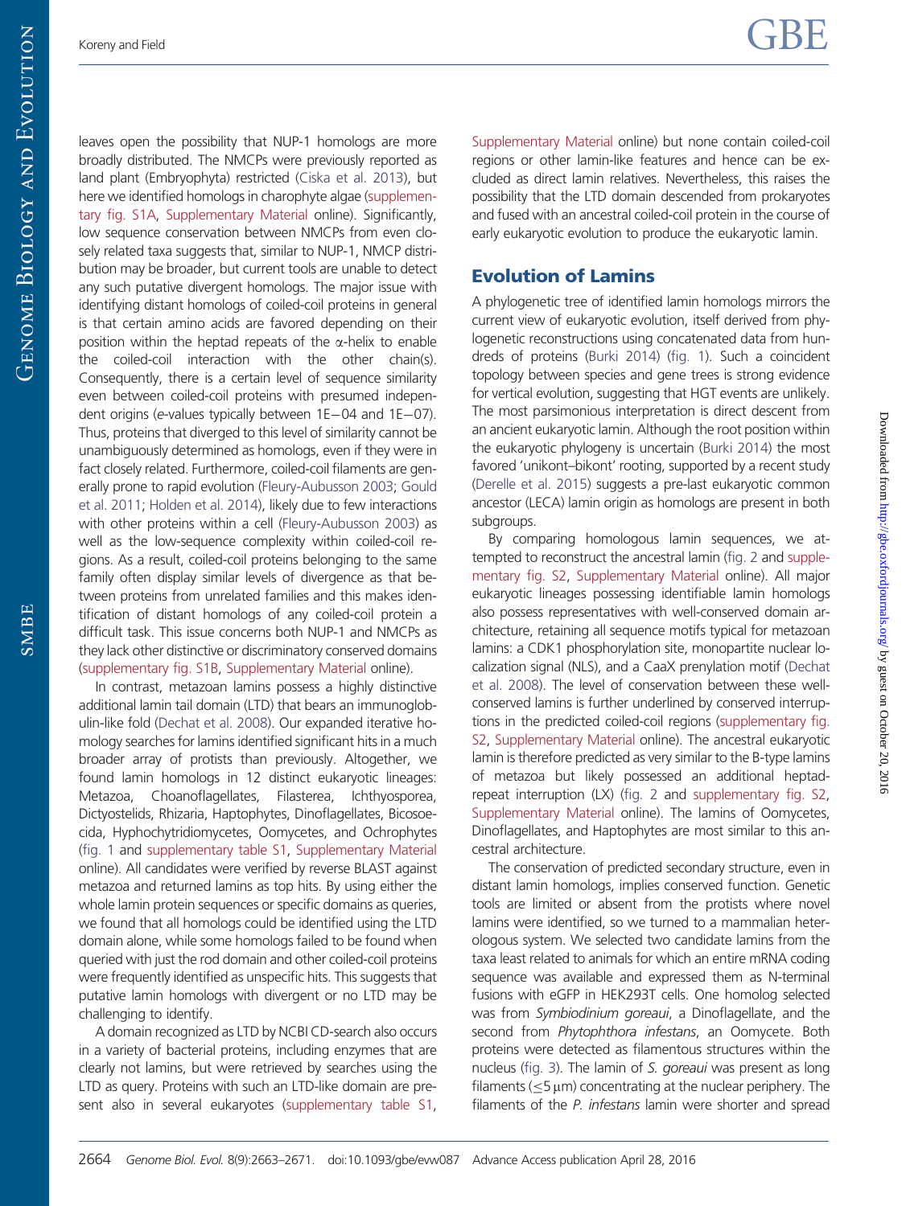leaves open the possibility that NUP-1 homologs are more broadly distributed. The NMCPs were previously reported as land plant (Embryophyta) restricted (Ciska et al. 2013), but here we identified homologs in charophyte algae (supplementary fig. S1A, Supplementary Material online). Significantly, low sequence conservation between NMCPs from even closely related taxa suggests that, similar to NUP-1, NMCP distribution may be broader, but current tools are unable to detect any such putative divergent homologs. The major issue with identifying distant homologs of coiled-coil proteins in general is that certain amino acids are favored depending on their position within the heptad repeats of the α-helix to enable the coiled-coil interaction with the other chain(s). Consequently, there is a certain level of sequence similarity even between coiled-coil proteins with presumed independent origins (e-values typically between 1E−04 and 1E−07). Thus, proteins that diverged to this level of similarity cannot be unambiguously determined as homologs, even if they were in fact closely related. Furthermore, coiled-coil filaments are generally prone to rapid evolution (Fleury-Aubusson 2003; Gould et al. 2011; Holden et al. 2014), likely due to few interactions with other proteins within a cell (Fleury-Aubusson 2003) as well as the low-sequence complexity within coiled-coil regions. As a result, coiled-coil proteins belonging to the same family often display similar levels of divergence as that between proteins from unrelated families and this makes identification of distant homologs of any coiled-coil protein a difficult task. This issue concerns both NUP-1 and NMCPs as they lack other distinctive or discriminatory conserved domains (supplementary fig. S1B, Supplementary Material online).

In contrast, metazoan lamins possess a highly distinctive additional lamin tail domain (LTD) that bears an immunoglobulin-like fold (Dechat et al. 2008). Our expanded iterative homology searches for lamins identified significant hits in a much broader array of protists than previously. Altogether, we found lamin homologs in 12 distinct eukaryotic lineages: Metazoa, Choanoflagellates, Filasterea, Ichthyosporea, Dictyostelids, Rhizaria, Haptophytes, Dinoflagellates, Bicosoecida, Hyphochytridiomycetes, Oomycetes, and Ochrophytes (fig. 1 and supplementary table S1, Supplementary Material online). All candidates were verified by reverse BLAST against metazoa and returned lamins as top hits. By using either the whole lamin protein sequences or specific domains as queries, we found that all homologs could be identified using the LTD domain alone, while some homologs failed to be found when queried with just the rod domain and other coiled-coil proteins were frequently identified as unspecific hits. This suggests that putative lamin homologs with divergent or no LTD may be challenging to identify.

A domain recognized as LTD by NCBI CD-search also occurs in a variety of bacterial proteins, including enzymes that are clearly not lamins, but were retrieved by searches using the LTD as query. Proteins with such an LTD-like domain are present also in several eukaryotes (supplementary table S1, Supplementary Material online) but none contain coiled-coil regions or other lamin-like features and hence can be excluded as direct lamin relatives. Nevertheless, this raises the possibility that the LTD domain descended from prokaryotes and fused with an ancestral coiled-coil protein in the course of early eukaryotic evolution to produce the eukaryotic lamin.

## Evolution of Lamins

A phylogenetic tree of identified lamin homologs mirrors the current view of eukaryotic evolution, itself derived from phylogenetic reconstructions using concatenated data from hundreds of proteins (Burki 2014) (fig. 1). Such a coincident topology between species and gene trees is strong evidence for vertical evolution, suggesting that HGT events are unlikely. The most parsimonious interpretation is direct descent from an ancient eukaryotic lamin. Although the root position within the eukaryotic phylogeny is uncertain (Burki 2014) the most favored 'unikont–bikont' rooting, supported by a recent study (Derelle et al. 2015) suggests a pre-last eukaryotic common ancestor (LECA) lamin origin as homologs are present in both subgroups.

By comparing homologous lamin sequences, we attempted to reconstruct the ancestral lamin (fig. 2 and supplementary fig. S2, Supplementary Material online). All major eukaryotic lineages possessing identifiable lamin homologs also possess representatives with well-conserved domain architecture, retaining all sequence motifs typical for metazoan lamins: a CDK1 phosphorylation site, monopartite nuclear localization signal (NLS), and a CaaX prenylation motif (Dechat et al. 2008). The level of conservation between these well-conserved lamins is further underlined by conserved interruptions in the predicted coiled-coil regions (supplementary fig. S2, Supplementary Material online). The ancestral eukaryotic lamin is therefore predicted as very similar to the B-type lamins of metazoa but likely possessed an additional heptad-repeat interruption (LX) (fig. 2 and supplementary fig. S2, Supplementary Material online). The lamins of Oomycetes, Dinoflagellates, and Haptophytes are most similar to this ancestral architecture.

The conservation of predicted secondary structure, even in distant lamin homologs, implies conserved function. Genetic tools are limited or absent from the protists where novel lamins were identified, so we turned to a mammalian heterologous system. We selected two candidate lamins from the taxa least related to animals for which an entire mRNA coding sequence was available and expressed them as N-terminal fusions with eGFP in HEK293T cells. One homolog selected was from *Symbiodinium goreaui*, a Dinoflagellate, and the second from *Phytophthora infestans*, an Oomycete. Both proteins were detected as filamentous structures within the nucleus (fig. 3). The lamin of *S. goreaui* was present as long filaments ($\leq 5\,\mu m$) concentrating at the nuclear periphery. The filaments of the *P. infestans* lamin were shorter and spread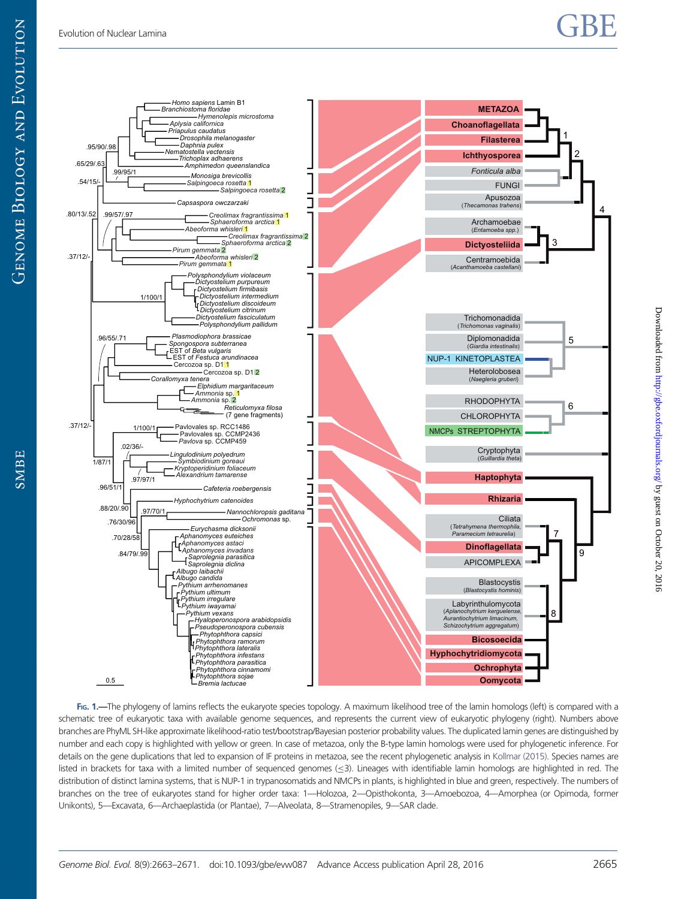Fig. 1.—The phylogeny of lamins reflects the eukaryote species topology. A maximum likelihood tree of the lamin homologs (left) is compared with a schematic tree of eukaryotic taxa with available genome sequences, and represents the current view of eukaryotic phylogeny (right). Numbers above branches are PhyML SH-like approximate likelihood-ratio test/bootstrap/Bayesian posterior probability values. The duplicated lamin genes are distinguished by number and each copy is highlighted with yellow or green. In case of metazoa, only the B-type lamin homologs were used for phylogenetic inference. For details on the gene duplications that led to expansion of IF proteins in metazoa, see the recent phylogenetic analysis in Kollmar (2015). Species names are listed in brackets for taxa with a limited number of sequenced genomes (≤3). Lineages with identifiable lamin homologs are highlighted in red. The distribution of distinct lamina systems, that is NUP-1 in trypanosomatids and NMCPs in plants, is highlighted in blue and green, respectively. The numbers of branches on the tree of eukaryotes stand for higher order taxa: 1—Holozoa, 2—Opisthokonta, 3—Amoebozoa, 4—Amorphea (or Opimoda, former Unikonts), 5—Excavata, 6—Archaeplastida (or Plantae), 7—Alveolata, 8—Stramenopiles, 9—SAR clade.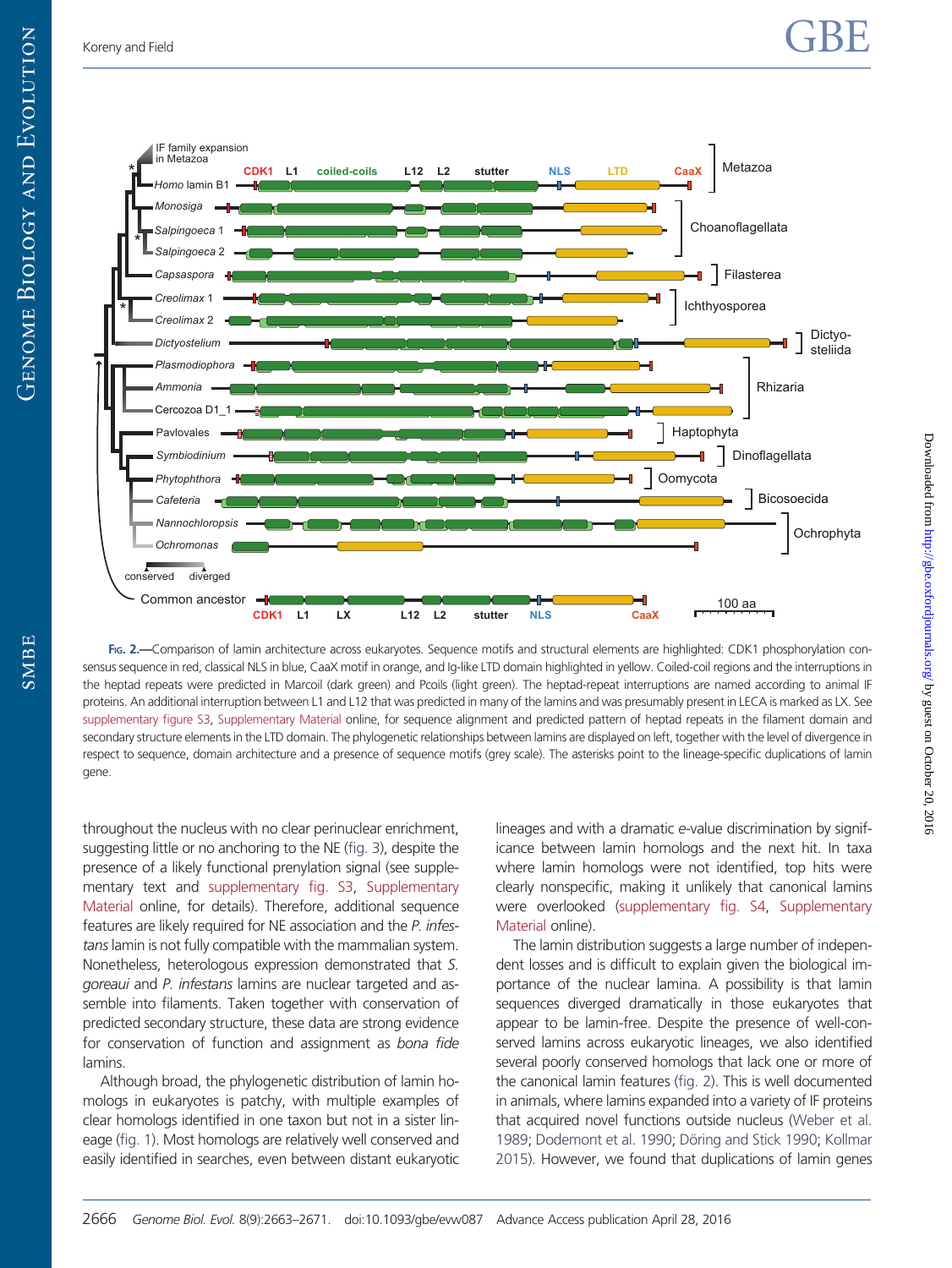FIG. 2.—Comparison of lamin architecture across eukaryotes. Sequence motifs and structural elements are highlighted: CDK1 phosphorylation consensus sequence in red, classical NLS in blue, CaaX motif in orange, and Ig-like LTD domain highlighted in yellow. Coiled-coil regions and the interruptions in the heptad repeats were predicted in Marcoil (dark green) and Pcoils (light green). The heptad-repeat interruptions are named according to animal IF proteins. An additional interruption between L1 and L12 that was predicted in many of the lamins and was presumably present in LECA is marked as LX. See supplementary figure S3, Supplementary Material online, for sequence alignment and predicted pattern of heptad repeats in the filament domain and secondary structure elements in the LTD domain. The phylogenetic relationships between lamins are displayed on left, together with the level of divergence in respect to sequence, domain architecture and a presence of sequence motifs (grey scale). The asterisks point to the lineage-specific duplications of lamin gene.

throughout the nucleus with no clear perinuclear enrichment, suggesting little or no anchoring to the NE (fig. 3), despite the presence of a likely functional prenylation signal (see supplementary text and supplementary fig. S3, Supplementary Material online, for details). Therefore, additional sequence features are likely required for NE association and the *P. infestans* lamin is not fully compatible with the mammalian system. Nonetheless, heterologous expression demonstrated that *S. goreaui* and *P. infestans* lamins are nuclear targeted and assemble into filaments. Taken together with conservation of predicted secondary structure, these data are strong evidence for conservation of function and assignment as *bona fide* lamins.

Although broad, the phylogenetic distribution of lamin homologs in eukaryotes is patchy, with multiple examples of clear homologs identified in one taxon but not in a sister lineage (fig. 1). Most homologs are relatively well conserved and easily identified in searches, even between distant eukaryotic lineages and with a dramatic e-value discrimination by significance between lamin homologs and the next hit. In taxa where lamin homologs were not identified, top hits were clearly nonspecific, making it unlikely that canonical lamins were overlooked (supplementary fig. S4, Supplementary Material online).

The lamin distribution suggests a large number of independent losses and is difficult to explain given the biological importance of the nuclear lamina. A possibility is that lamin sequences diverged dramatically in those eukaryotes that appear to be lamin-free. Despite the presence of well-conserved lamins across eukaryotic lineages, we also identified several poorly conserved homologs that lack one or more of the canonical lamin features (fig. 2). This is well documented in animals, where lamins expanded into a variety of IF proteins that acquired novel functions outside nucleus (Weber et al. 1989; Dodemont et al. 1990; Döring and Stick 1990; Kollmar 2015). However, we found that duplications of lamin genes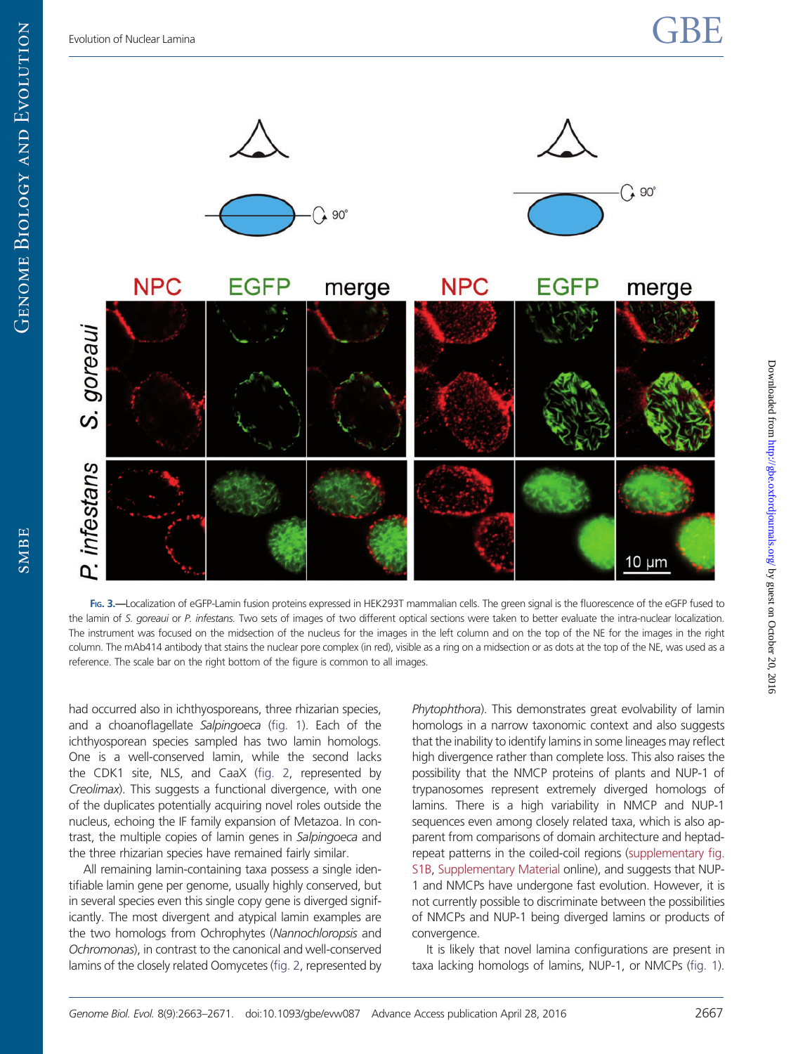FIG. 3.—Localization of eGFP-Lamin fusion proteins expressed in HEK293T mammalian cells. The green signal is the fluorescence of the eGFP fused to the lamin of *S. goreaui* or *P. infestans*. Two sets of images of two different optical sections were taken to better evaluate the intra-nuclear localization. The instrument was focused on the midsection of the nucleus for the images in the left column and on the top of the NE for the images in the right column. The mAb414 antibody that stains the nuclear pore complex (in red), visible as a ring on a midsection or as dots at the top of the NE, was used as a reference. The scale bar on the right bottom of the figure is common to all images.

had occurred also in ichthyosporeans, three rhizarian species, and a choanoflagellate *Salpingoeca* (fig. 1). Each of the ichthyosporean species sampled has two lamin homologs. One is a well-conserved lamin, while the second lacks the CDK1 site, NLS, and CaaX (fig. 2, represented by *Creolimax*). This suggests a functional divergence, with one of the duplicates potentially acquiring novel roles outside the nucleus, echoing the IF family expansion of Metazoa. In contrast, the multiple copies of lamin genes in *Salpingoeca* and the three rhizarian species have remained fairly similar.

All remaining lamin-containing taxa possess a single identifiable lamin gene per genome, usually highly conserved, but in several species even this single copy gene is diverged significantly. The most divergent and atypical lamin examples are the two homologs from Ochrophytes (*Nannochloropsis* and *Ochromonas*), in contrast to the canonical and well-conserved lamins of the closely related Oomycetes (fig. 2, represented by *Phytophthora*). This demonstrates great evolvability of lamin homologs in a narrow taxonomic context and also suggests that the inability to identify lamins in some lineages may reflect high divergence rather than complete loss. This also raises the possibility that the NMCP proteins of plants and NUP-1 of trypanosomes represent extremely diverged homologs of lamins. There is a high variability in NMCP and NUP-1 sequences even among closely related taxa, which is also apparent from comparisons of domain architecture and heptad-repeat patterns in the coiled-coil regions (supplementary fig. S1B, Supplementary Material online), and suggests that NUP-1 and NMCPs have undergone fast evolution. However, it is not currently possible to discriminate between the possibilities of NMCPs and NUP-1 being diverged lamins or products of convergence.

It is likely that novel lamina configurations are present in taxa lacking homologs of lamins, NUP-1, or NMCPs (fig. 1).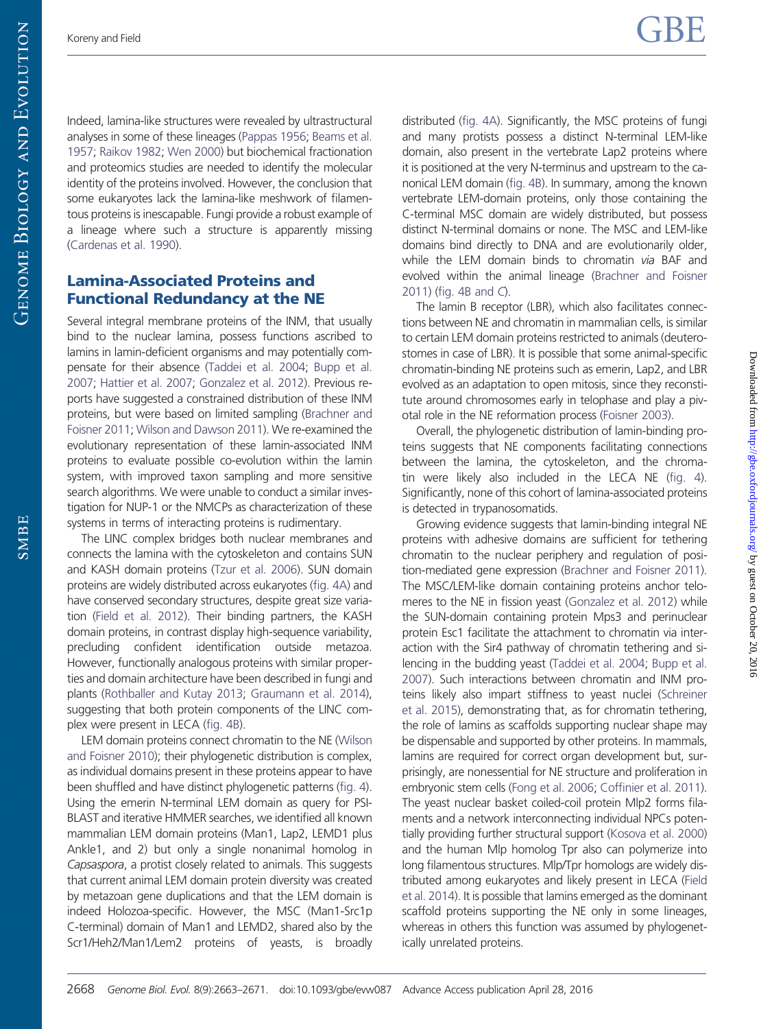Indeed, lamina-like structures were revealed by ultrastructural analyses in some of these lineages (Pappas 1956; Beams et al. 1957; Raikov 1982; Wen 2000) but biochemical fractionation and proteomics studies are needed to identify the molecular identity of the proteins involved. However, the conclusion that some eukaryotes lack the lamina-like meshwork of filamentous proteins is inescapable. Fungi provide a robust example of a lineage where such a structure is apparently missing (Cardenas et al. 1990).

## Lamina-Associated Proteins and Functional Redundancy at the NE

Several integral membrane proteins of the INM, that usually bind to the nuclear lamina, possess functions ascribed to lamins in lamin-deficient organisms and may potentially compensate for their absence (Taddei et al. 2004; Bupp et al. 2007; Hattier et al. 2007; Gonzalez et al. 2012). Previous reports have suggested a constrained distribution of these INM proteins, but were based on limited sampling (Brachner and Foisner 2011; Wilson and Dawson 2011). We re-examined the evolutionary representation of these lamin-associated INM proteins to evaluate possible co-evolution within the lamin system, with improved taxon sampling and more sensitive search algorithms. We were unable to conduct a similar investigation for NUP-1 or the NMCPs as characterization of these systems in terms of interacting proteins is rudimentary.

The LINC complex bridges both nuclear membranes and connects the lamina with the cytoskeleton and contains SUN and KASH domain proteins (Tzur et al. 2006). SUN domain proteins are widely distributed across eukaryotes (fig. 4A) and have conserved secondary structures, despite great size variation (Field et al. 2012). Their binding partners, the KASH domain proteins, in contrast display high-sequence variability, precluding confident identification outside metazoa. However, functionally analogous proteins with similar properties and domain architecture have been described in fungi and plants (Rothballer and Kutay 2013; Graumann et al. 2014), suggesting that both protein components of the LINC complex were present in LECA (fig. 4B).

LEM domain proteins connect chromatin to the NE (Wilson and Foisner 2010); their phylogenetic distribution is complex, as individual domains present in these proteins appear to have been shuffled and have distinct phylogenetic patterns (fig. 4). Using the emerin N-terminal LEM domain as query for PSI-BLAST and iterative HMMER searches, we identified all known mammalian LEM domain proteins (Man1, Lap2, LEMD1 plus Ankle1, and 2) but only a single nonanimal homolog in *Capsaspora*, a protist closely related to animals. This suggests that current animal LEM domain protein diversity was created by metazoan gene duplications and that the LEM domain is indeed Holozoa-specific. However, the MSC (Man1-Src1p C-terminal) domain of Man1 and LEMD2, shared also by the Scr1/Heh2/Man1/Lem2 proteins of yeasts, is broadly distributed (fig. 4A). Significantly, the MSC proteins of fungi and many protists possess a distinct N-terminal LEM-like domain, also present in the vertebrate Lap2 proteins where it is positioned at the very N-terminus and upstream to the canonical LEM domain (fig. 4B). In summary, among the known vertebrate LEM-domain proteins, only those containing the C-terminal MSC domain are widely distributed, but possess distinct N-terminal domains or none. The MSC and LEM-like domains bind directly to DNA and are evolutionarily older, while the LEM domain binds to chromatin *via* BAF and evolved within the animal lineage (Brachner and Foisner 2011) (fig. 4B and C).

The lamin B receptor (LBR), which also facilitates connections between NE and chromatin in mammalian cells, is similar to certain LEM domain proteins restricted to animals (deuterostomes in case of LBR). It is possible that some animal-specific chromatin-binding NE proteins such as emerin, Lap2, and LBR evolved as an adaptation to open mitosis, since they reconstitute around chromosomes early in telophase and play a pivotal role in the NE reformation process (Foisner 2003).

Overall, the phylogenetic distribution of lamin-binding proteins suggests that NE components facilitating connections between the lamina, the cytoskeleton, and the chromatin were likely also included in the LECA NE (fig. 4). Significantly, none of this cohort of lamina-associated proteins is detected in trypanosomatids.

Growing evidence suggests that lamin-binding integral NE proteins with adhesive domains are sufficient for tethering chromatin to the nuclear periphery and regulation of position-mediated gene expression (Brachner and Foisner 2011). The MSC/LEM-like domain containing proteins anchor telomeres to the NE in fission yeast (Gonzalez et al. 2012) while the SUN-domain containing protein Mps3 and perinuclear protein Esc1 facilitate the attachment to chromatin via interaction with the Sir4 pathway of chromatin tethering and silencing in the budding yeast (Taddei et al. 2004; Bupp et al. 2007). Such interactions between chromatin and INM proteins likely also impart stiffness to yeast nuclei (Schreiner et al. 2015), demonstrating that, as for chromatin tethering, the role of lamins as scaffolds supporting nuclear shape may be dispensable and supported by other proteins. In mammals, lamins are required for correct organ development but, surprisingly, are nonessential for NE structure and proliferation in embryonic stem cells (Fong et al. 2006; Coffinier et al. 2011). The yeast nuclear basket coiled-coil protein Mlp2 forms filaments and a network interconnecting individual NPCs potentially providing further structural support (Kosova et al. 2000) and the human Mlp homolog Tpr also can polymerize into long filamentous structures. Mlp/Tpr homologs are widely distributed among eukaryotes and likely present in LECA (Field et al. 2014). It is possible that lamins emerged as the dominant scaffold proteins supporting the NE only in some lineages, whereas in others this function was assumed by phylogenetically unrelated proteins.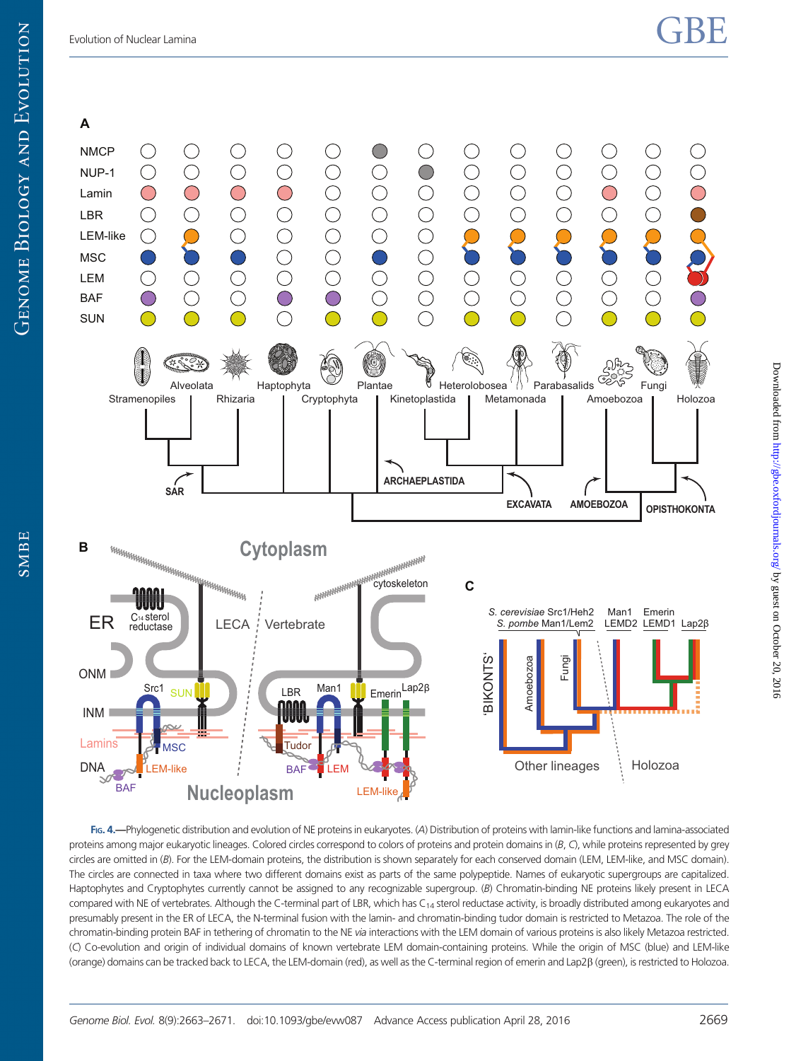**Fig. 4.**—Phylogenetic distribution and evolution of NE proteins in eukaryotes. (*A*) Distribution of proteins with lamin-like functions and lamina-associated proteins among major eukaryotic lineages. Colored circles correspond to colors of proteins and protein domains in (*B*, *C*), while proteins represented by grey circles are omitted in (*B*). For the LEM-domain proteins, the distribution is shown separately for each conserved domain (LEM, LEM-like, and MSC domain). The circles are connected in taxa where two different domains exist as parts of the same polypeptide. Names of eukaryotic supergroups are capitalized. Haptophytes and Cryptophytes currently cannot be assigned to any recognizable supergroup. (*B*) Chromatin-binding NE proteins likely present in LECA compared with NE of vertebrates. Although the C-terminal part of LBR, which has $C_{14}$ sterol reductase activity, is broadly distributed among eukaryotes and presumably present in the ER of LECA, the N-terminal fusion with the lamin- and chromatin-binding tudor domain is restricted to Metazoa. The role of the chromatin-binding protein BAF in tethering of chromatin to the NE *via* interactions with the LEM domain of various proteins is also likely Metazoa restricted. (*C*) Co-evolution and origin of individual domains of known vertebrate LEM domain-containing proteins. While the origin of MSC (blue) and LEM-like (orange) domains can be tracked back to LECA, the LEM-domain (red), as well as the C-terminal region of emerin and Lap2β (green), is restricted to Holozoa.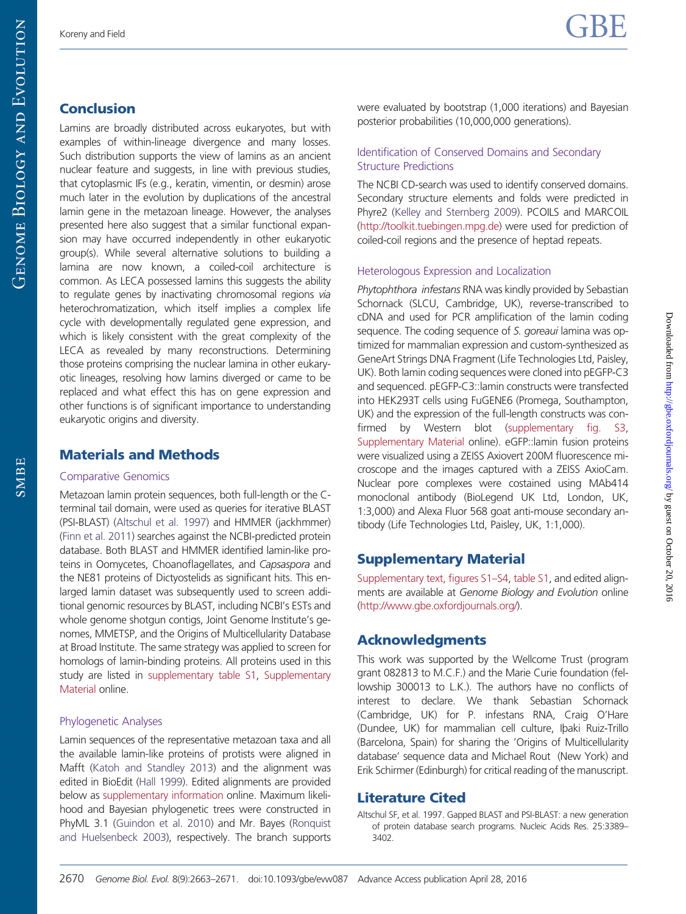## Conclusion

Lamins are broadly distributed across eukaryotes, but with examples of within-lineage divergence and many losses. Such distribution supports the view of lamins as an ancient nuclear feature and suggests, in line with previous studies, that cytoplasmic IFs (e.g., keratin, vimentin, or desmin) arose much later in the evolution by duplications of the ancestral lamin gene in the metazoan lineage. However, the analyses presented here also suggest that a similar functional expansion may have occurred independently in other eukaryotic group(s). While several alternative solutions to building a lamina are now known, a coiled-coil architecture is common. As LECA possessed lamins this suggests the ability to regulate genes by inactivating chromosomal regions *via* heterochromatization, which itself implies a complex life cycle with developmentally regulated gene expression, and which is likely consistent with the great complexity of the LECA as revealed by many reconstructions. Determining those proteins comprising the nuclear lamina in other eukaryotic lineages, resolving how lamins diverged or came to be replaced and what effect this has on gene expression and other functions is of significant importance to understanding eukaryotic origins and diversity.

## Materials and Methods

### Comparative Genomics

Metazoan lamin protein sequences, both full-length or the C-terminal tail domain, were used as queries for iterative BLAST (PSI-BLAST) (Altschul et al. 1997) and HMMER (jackhmmer) (Finn et al. 2011) searches against the NCBI-predicted protein database. Both BLAST and HMMER identified lamin-like proteins in Oomycetes, Choanoflagellates, and *Capsaspora* and the NE81 proteins of Dictyostelids as significant hits. This enlarged lamin dataset was subsequently used to screen additional genomic resources by BLAST, including NCBI's ESTs and whole genome shotgun contigs, Joint Genome Institute's genomes, MMETSP, and the Origins of Multicellularity Database at Broad Institute. The same strategy was applied to screen for homologs of lamin-binding proteins. All proteins used in this study are listed in supplementary table S1, Supplementary Material online.

### Phylogenetic Analyses

Lamin sequences of the representative metazoan taxa and all the available lamin-like proteins of protists were aligned in Mafft (Katoh and Standley 2013) and the alignment was edited in BioEdit (Hall 1999). Edited alignments are provided below as supplementary information online. Maximum likelihood and Bayesian phylogenetic trees were constructed in PhyML 3.1 (Guindon et al. 2010) and Mr. Bayes (Ronquist and Huelsenbeck 2003), respectively. The branch supports were evaluated by bootstrap (1,000 iterations) and Bayesian posterior probabilities (10,000,000 generations).

### Identification of Conserved Domains and Secondary Structure Predictions

The NCBI CD-search was used to identify conserved domains. Secondary structure elements and folds were predicted in Phyre2 (Kelley and Sternberg 2009). PCOILS and MARCOIL (http://toolkit.tuebingen.mpg.de) were used for prediction of coiled-coil regions and the presence of heptad repeats.

### Heterologous Expression and Localization

*Phytophthora infestans* RNA was kindly provided by Sebastian Schornack (SLCU, Cambridge, UK), reverse-transcribed to cDNA and used for PCR amplification of the lamin coding sequence. The coding sequence of *S. goreaui* lamina was optimized for mammalian expression and custom-synthesized as GeneArt Strings DNA Fragment (Life Technologies Ltd, Paisley, UK). Both lamin coding sequences were cloned into pEGFP-C3 and sequenced. pEGFP-C3::lamin constructs were transfected into HEK293T cells using FuGENE6 (Promega, Southampton, UK) and the expression of the full-length constructs was confirmed by Western blot (supplementary fig. S3, Supplementary Material online). eGFP::lamin fusion proteins were visualized using a ZEISS Axiovert 200M fluorescence microscope and the images captured with a ZEISS AxioCam. Nuclear pore complexes were costained using MAb414 monoclonal antibody (BioLegend UK Ltd, London, UK, 1:3,000) and Alexa Fluor 568 goat anti-mouse secondary antibody (Life Technologies Ltd, Paisley, UK, 1:1,000).

## Supplementary Material

Supplementary text, figures S1–S4, table S1, and edited alignments are available at *Genome Biology and Evolution* online (http://www.gbe.oxfordjournals.org/).

## Acknowledgments

This work was supported by the Wellcome Trust (program grant 082813 to M.C.F.) and the Marie Curie foundation (fellowship 300013 to L.K.). The authors have no conflicts of interest to declare. We thank Sebastian Schornack (Cambridge, UK) for P. infestans RNA, Craig O'Hare (Dundee, UK) for mammalian cell culture, Iþaki Ruiz-Trillo (Barcelona, Spain) for sharing the 'Origins of Multicellularity database' sequence data and Michael Rout (New York) and Erik Schirmer (Edinburgh) for critical reading of the manuscript.

## Literature Cited

Altschul SF, et al. 1997. Gapped BLAST and PSI-BLAST: a new generation of protein database search programs. Nucleic Acids Res. 25:3389–3402.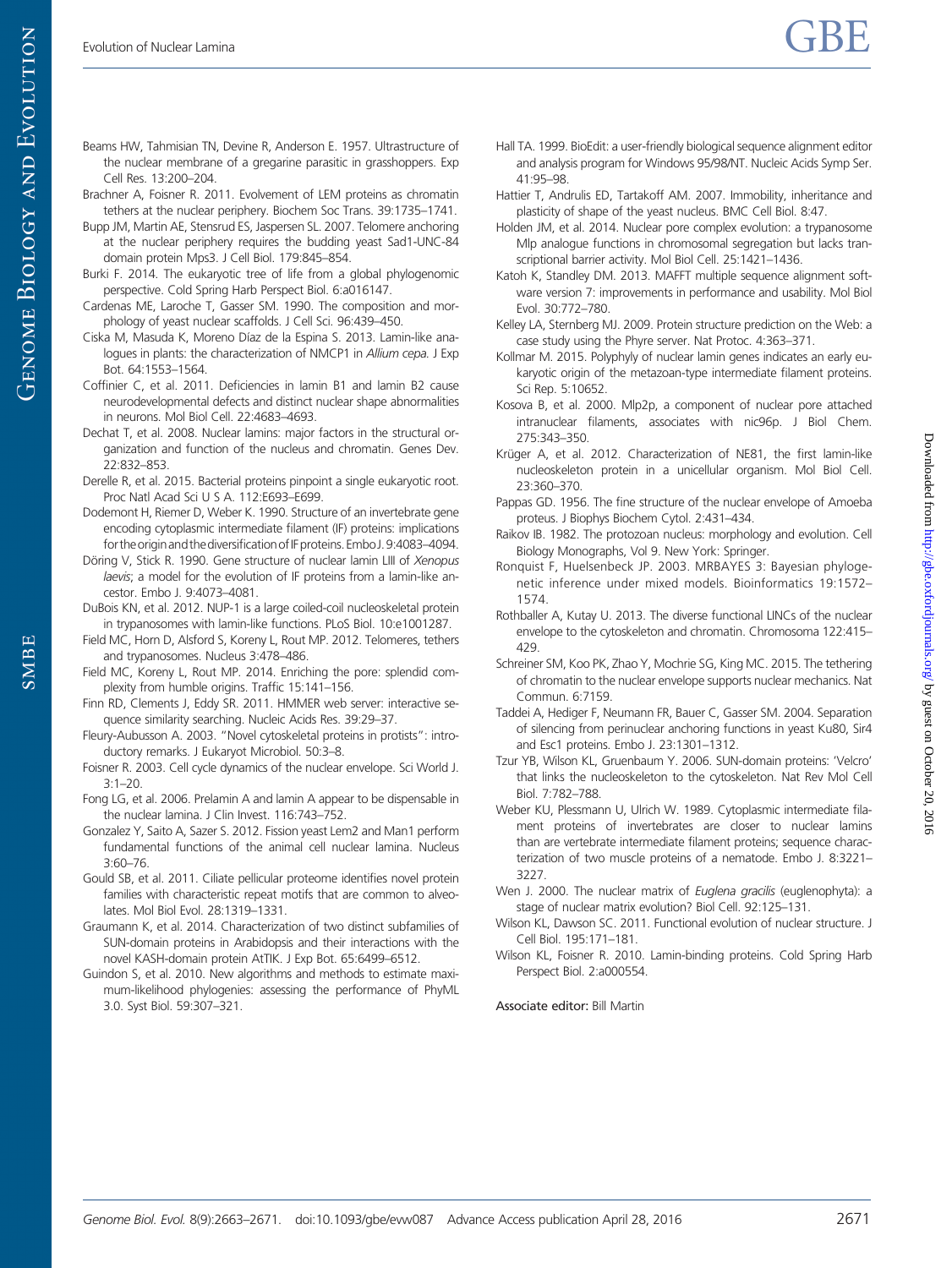Beams HW, Tahmisian TN, Devine R, Anderson E. 1957. Ultrastructure of the nuclear membrane of a gregarine parasitic in grasshoppers. Exp Cell Res. 13:200–204.

Brachner A, Foisner R. 2011. Evolvement of LEM proteins as chromatin tethers at the nuclear periphery. Biochem Soc Trans. 39:1735–1741.

Bupp JM, Martin AE, Stensrud ES, Jaspersen SL. 2007. Telomere anchoring at the nuclear periphery requires the budding yeast Sad1-UNC-84 domain protein Mps3. J Cell Biol. 179:845–854.

Burki F. 2014. The eukaryotic tree of life from a global phylogenomic perspective. Cold Spring Harb Perspect Biol. 6:a016147.

Cardenas ME, Laroche T, Gasser SM. 1990. The composition and morphology of yeast nuclear scaffolds. J Cell Sci. 96:439–450.

Ciska M, Masuda K, Moreno Díaz de la Espina S. 2013. Lamin-like analogues in plants: the characterization of NMCP1 in *Allium cepa*. J Exp Bot. 64:1553–1564.

Coffinier C, et al. 2011. Deficiencies in lamin B1 and lamin B2 cause neurodevelopmental defects and distinct nuclear shape abnormalities in neurons. Mol Biol Cell. 22:4683–4693.

Dechat T, et al. 2008. Nuclear lamins: major factors in the structural organization and function of the nucleus and chromatin. Genes Dev. 22:832–853.

Derelle R, et al. 2015. Bacterial proteins pinpoint a single eukaryotic root. Proc Natl Acad Sci U S A. 112:E693–E699.

Dodemont H, Riemer D, Weber K. 1990. Structure of an invertebrate gene encoding cytoplasmic intermediate filament (IF) proteins: implications for the origin and the diversification of IF proteins. Embo J. 9:4083–4094.

Döring V, Stick R. 1990. Gene structure of nuclear lamin LIII of *Xenopus laevis*; a model for the evolution of IF proteins from a lamin-like ancestor. Embo J. 9:4073–4081.

DuBois KN, et al. 2012. NUP-1 is a large coiled-coil nucleoskeletal protein in trypanosomes with lamin-like functions. PLoS Biol. 10:e1001287.

Field MC, Horn D, Alsford S, Koreny L, Rout MP. 2012. Telomeres, tethers and trypanosomes. Nucleus 3:478–486.

Field MC, Koreny L, Rout MP. 2014. Enriching the pore: splendid complexity from humble origins. Traffic 15:141–156.

Finn RD, Clements J, Eddy SR. 2011. HMMER web server: interactive sequence similarity searching. Nucleic Acids Res. 39:29–37.

Fleury-Aubusson A. 2003. "Novel cytoskeletal proteins in protists": introductory remarks. J Eukaryot Microbiol. 50:3–8.

Foisner R. 2003. Cell cycle dynamics of the nuclear envelope. Sci World J. 3:1–20.

Fong LG, et al. 2006. Prelamin A and lamin A appear to be dispensable in the nuclear lamina. J Clin Invest. 116:743–752.

Gonzalez Y, Saito A, Sazer S. 2012. Fission yeast Lem2 and Man1 perform fundamental functions of the animal cell nuclear lamina. Nucleus 3:60–76.

Gould SB, et al. 2011. Ciliate pellicular proteome identifies novel protein families with characteristic repeat motifs that are common to alveolates. Mol Biol Evol. 28:1319–1331.

Graumann K, et al. 2014. Characterization of two distinct subfamilies of SUN-domain proteins in Arabidopsis and their interactions with the novel KASH-domain protein AtTIK. J Exp Bot. 65:6499–6512.

Guindon S, et al. 2010. New algorithms and methods to estimate maximum-likelihood phylogenies: assessing the performance of PhyML 3.0. Syst Biol. 59:307–321.

Hall TA. 1999. BioEdit: a user-friendly biological sequence alignment editor and analysis program for Windows 95/98/NT. Nucleic Acids Symp Ser. 41:95–98.

Hattier T, Andrulis ED, Tartakoff AM. 2007. Immobility, inheritance and plasticity of shape of the yeast nucleus. BMC Cell Biol. 8:47.

Holden JM, et al. 2014. Nuclear pore complex evolution: a trypanosome Mlp analogue functions in chromosomal segregation but lacks transcriptional barrier activity. Mol Biol Cell. 25:1421–1436.

Katoh K, Standley DM. 2013. MAFFT multiple sequence alignment software version 7: improvements in performance and usability. Mol Biol Evol. 30:772–780.

Kelley LA, Sternberg MJ. 2009. Protein structure prediction on the Web: a case study using the Phyre server. Nat Protoc. 4:363–371.

Kollmar M. 2015. Polyphyly of nuclear lamin genes indicates an early eukaryotic origin of the metazoan-type intermediate filament proteins. Sci Rep. 5:10652.

Kosova B, et al. 2000. Mlp2p, a component of nuclear pore attached intranuclear filaments, associates with nic96p. J Biol Chem. 275:343–350.

Krüger A, et al. 2012. Characterization of NE81, the first lamin-like nucleoskeleton protein in a unicellular organism. Mol Biol Cell. 23:360–370.

Pappas GD. 1956. The fine structure of the nuclear envelope of Amoeba proteus. J Biophys Biochem Cytol. 2:431–434.

Raikov IB. 1982. The protozoan nucleus: morphology and evolution. Cell Biology Monographs, Vol 9. New York: Springer.

Ronquist F, Huelsenbeck JP. 2003. MRBAYES 3: Bayesian phylogenetic inference under mixed models. Bioinformatics 19:1572–1574.

Rothballer A, Kutay U. 2013. The diverse functional LINCs of the nuclear envelope to the cytoskeleton and chromatin. Chromosoma 122:415–429.

Schreiner SM, Koo PK, Zhao Y, Mochrie SG, King MC. 2015. The tethering of chromatin to the nuclear envelope supports nuclear mechanics. Nat Commun. 6:7159.

Taddei A, Hediger F, Neumann FR, Bauer C, Gasser SM. 2004. Separation of silencing from perinuclear anchoring functions in yeast Ku80, Sir4 and Esc1 proteins. Embo J. 23:1301–1312.

Tzur YB, Wilson KL, Gruenbaum Y. 2006. SUN-domain proteins: 'Velcro' that links the nucleoskeleton to the cytoskeleton. Nat Rev Mol Cell Biol. 7:782–788.

Weber KU, Plessmann U, Ulrich W. 1989. Cytoplasmic intermediate filament proteins of invertebrates are closer to nuclear lamins than are vertebrate intermediate filament proteins; sequence characterization of two muscle proteins of a nematode. Embo J. 8:3221–3227.

Wen J. 2000. The nuclear matrix of *Euglena gracilis* (euglenophyta): a stage of nuclear matrix evolution? Biol Cell. 92:125–131.

Wilson KL, Dawson SC. 2011. Functional evolution of nuclear structure. J Cell Biol. 195:171–181.

Wilson KL, Foisner R. 2010. Lamin-binding proteins. Cold Spring Harb Perspect Biol. 2:a000554.

Associate editor: Bill Martin